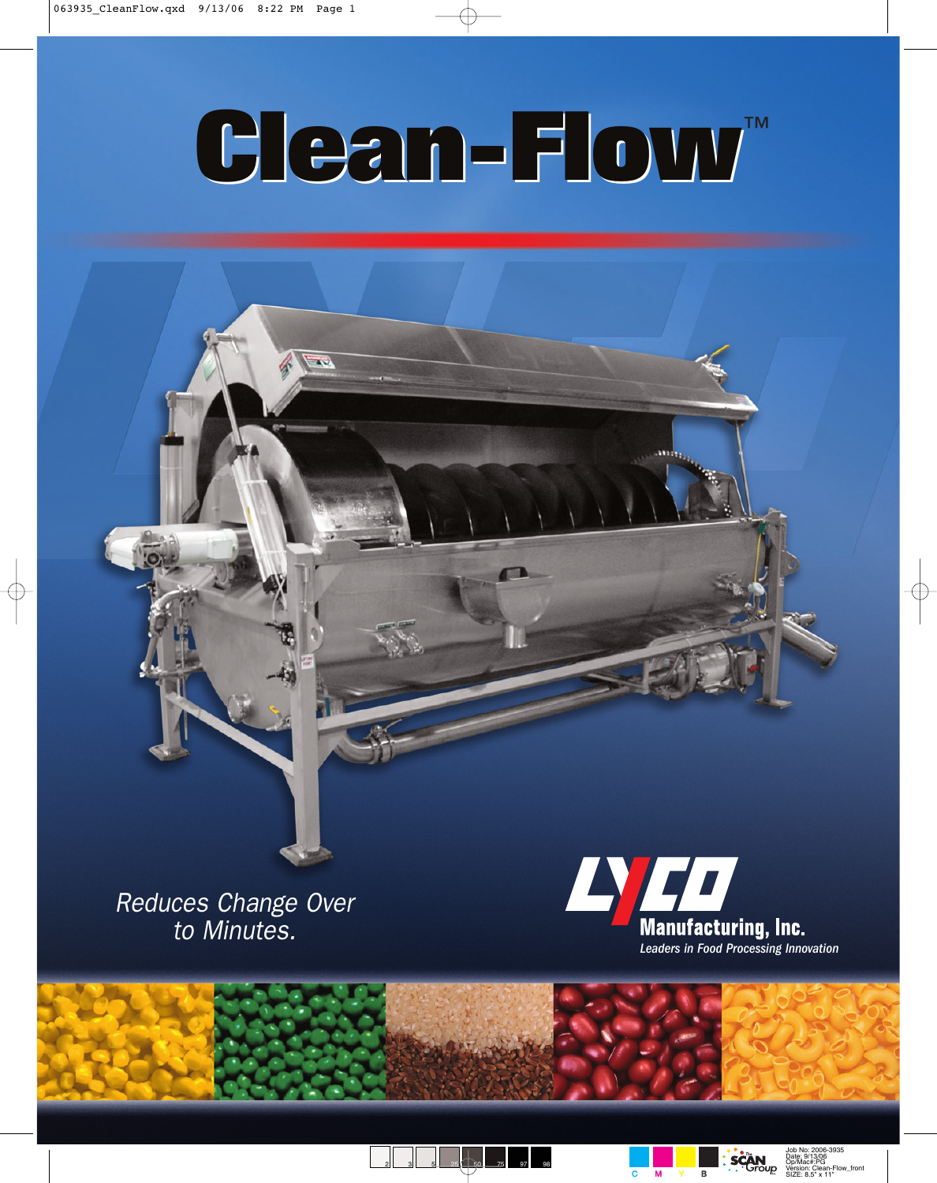# Clean-Flow™

*Reduces Change Over to Minutes.*

**LYCO Manufacturing, Inc.**

*Leaders in Food Processing Innovation*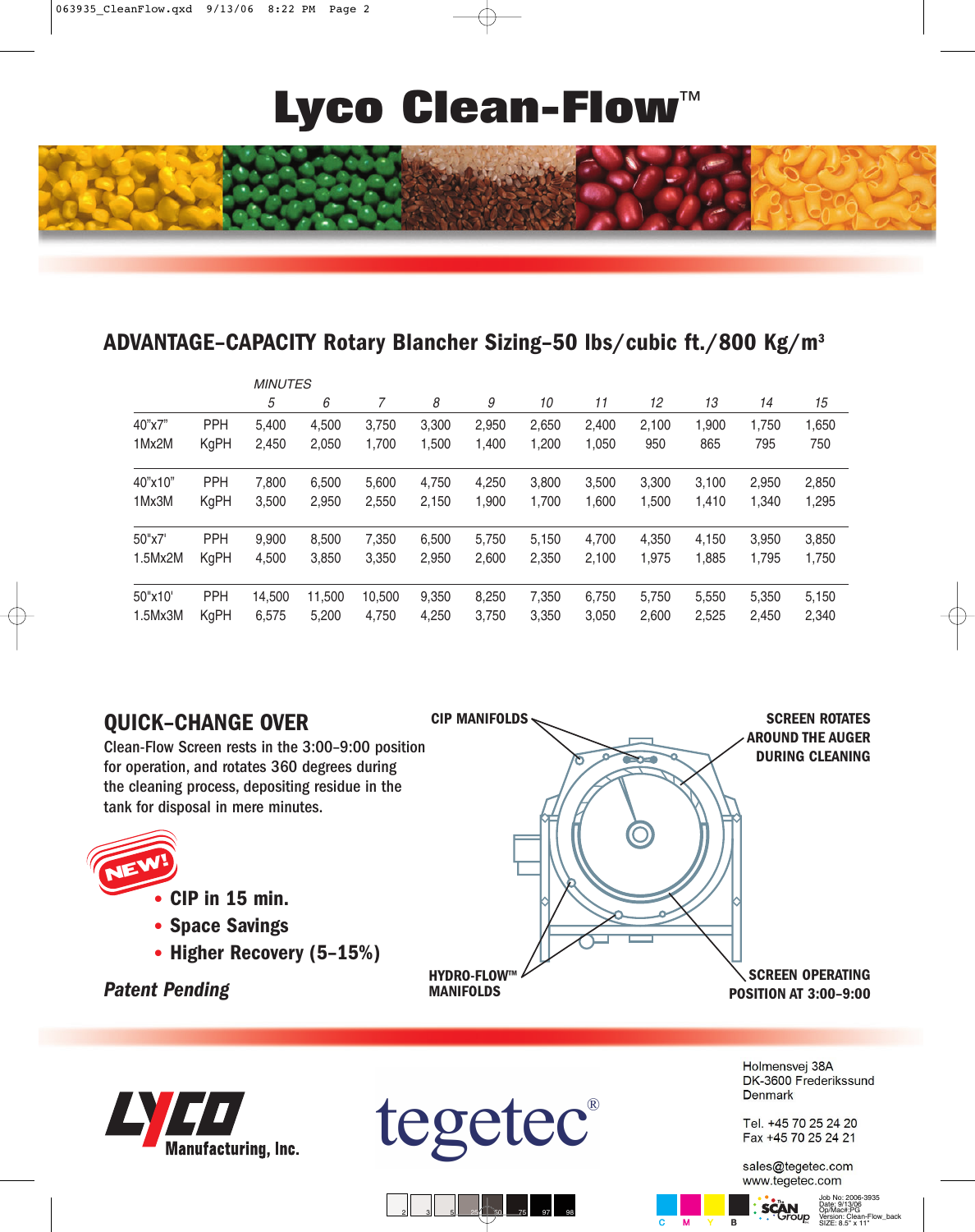# Lyco Clean-Flow™

## ADVANTAGE–CAPACITY Rotary Blancher Sizing–50 lbs/cubic ft./800 Kg/m³

| | | MINUTES 5 | 6 | 7 | 8 | 9 | 10 | 11 | 12 | 13 | 14 | 15 |
|---|---|---|---|---|---|---|---|---|---|---|---|---|
| 40"x7" | PPH | 5,400 | 4,500 | 3,750 | 3,300 | 2,950 | 2,650 | 2,400 | 2,100 | 1,900 | 1,750 | 1,650 |
| 1Mx2M | KgPH | 2,450 | 2,050 | 1,700 | 1,500 | 1,400 | 1,200 | 1,050 | 950 | 865 | 795 | 750 |
| 40"x10" | PPH | 7,800 | 6,500 | 5,600 | 4,750 | 4,250 | 3,800 | 3,500 | 3,300 | 3,100 | 2,950 | 2,850 |
| 1Mx3M | KgPH | 3,500 | 2,950 | 2,550 | 2,150 | 1,900 | 1,700 | 1,600 | 1,500 | 1,410 | 1,340 | 1,295 |
| 50"x7' | PPH | 9,900 | 8,500 | 7,350 | 6,500 | 5,750 | 5,150 | 4,700 | 4,350 | 4,150 | 3,950 | 3,850 |
| 1.5Mx2M | KgPH | 4,500 | 3,850 | 3,350 | 2,950 | 2,600 | 2,350 | 2,100 | 1,975 | 1,885 | 1,795 | 1,750 |
| 50"x10' | PPH | 14,500 | 11,500 | 10,500 | 9,350 | 8,250 | 7,350 | 6,750 | 5,750 | 5,550 | 5,350 | 5,150 |
| 1.5Mx3M | KgPH | 6,575 | 5,200 | 4,750 | 4,250 | 3,750 | 3,350 | 3,050 | 2,600 | 2,525 | 2,450 | 2,340 |

## QUICK–CHANGE OVER

Clean-Flow Screen rests in the 3:00–9:00 position for operation, and rotates 360 degrees during the cleaning process, depositing residue in the tank for disposal in mere minutes.

NEW!

- CIP in 15 min.
- Space Savings
- Higher Recovery (5–15%)

***Patent Pending***

CIP MANIFOLDS

SCREEN ROTATES AROUND THE AUGER DURING CLEANING

HYDRO-FLOW™ MANIFOLDS

SCREEN OPERATING POSITION AT 3:00–9:00

LYCO Manufacturing, Inc.

tegetec®

Holmensvej 38A
DK-3600 Frederikssund
Denmark

Tel. +45 70 25 24 20
Fax +45 70 25 24 21

sales@tegetec.com
www.tegetec.com